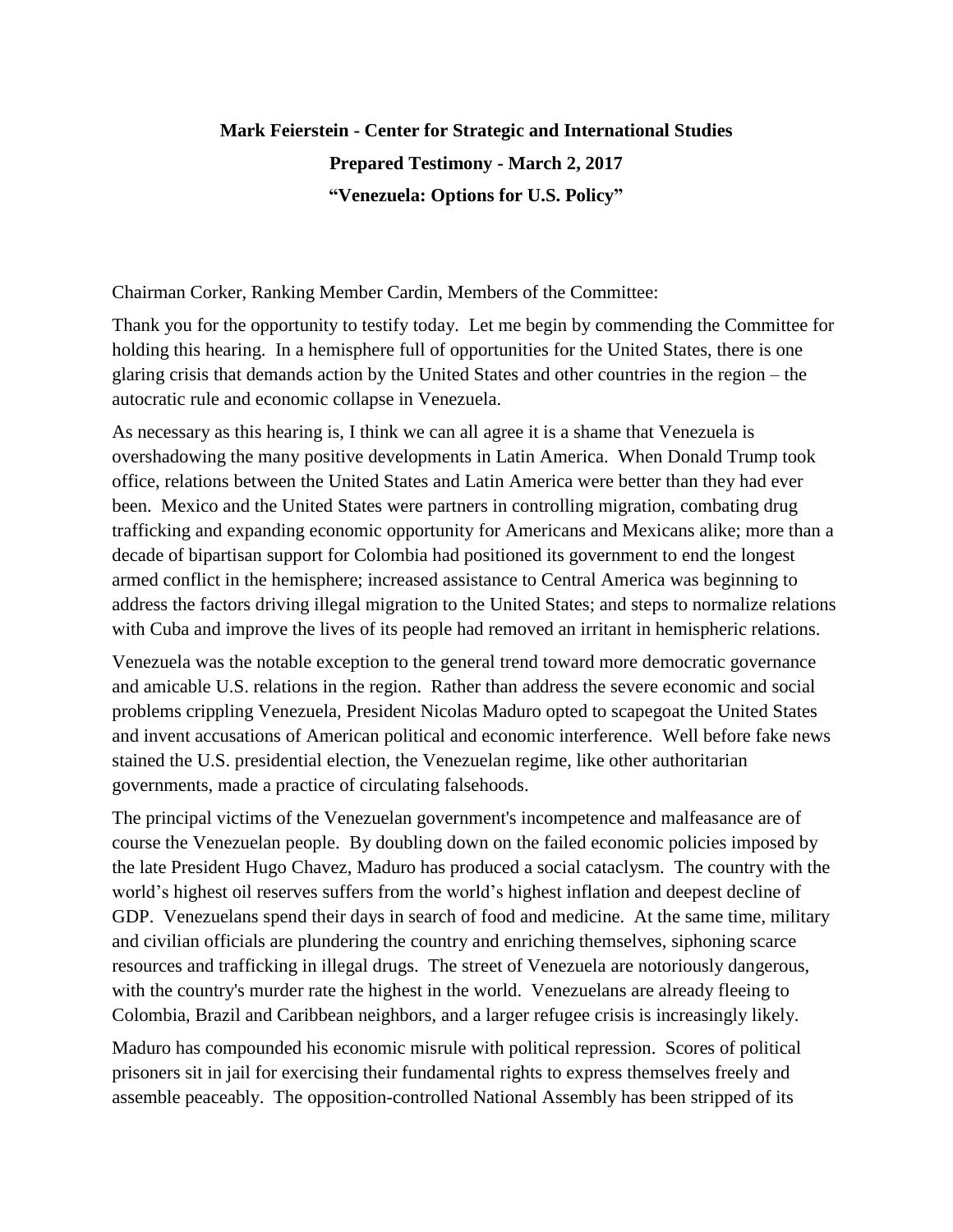**Mark Feierstein - Center for Strategic and International Studies**

**Prepared Testimony - March 2, 2017**

**"Venezuela: Options for U.S. Policy"**

Chairman Corker, Ranking Member Cardin, Members of the Committee:

Thank you for the opportunity to testify today. Let me begin by commending the Committee for holding this hearing. In a hemisphere full of opportunities for the United States, there is one glaring crisis that demands action by the United States and other countries in the region – the autocratic rule and economic collapse in Venezuela.

As necessary as this hearing is, I think we can all agree it is a shame that Venezuela is overshadowing the many positive developments in Latin America. When Donald Trump took office, relations between the United States and Latin America were better than they had ever been. Mexico and the United States were partners in controlling migration, combating drug trafficking and expanding economic opportunity for Americans and Mexicans alike; more than a decade of bipartisan support for Colombia had positioned its government to end the longest armed conflict in the hemisphere; increased assistance to Central America was beginning to address the factors driving illegal migration to the United States; and steps to normalize relations with Cuba and improve the lives of its people had removed an irritant in hemispheric relations.

Venezuela was the notable exception to the general trend toward more democratic governance and amicable U.S. relations in the region. Rather than address the severe economic and social problems crippling Venezuela, President Nicolas Maduro opted to scapegoat the United States and invent accusations of American political and economic interference. Well before fake news stained the U.S. presidential election, the Venezuelan regime, like other authoritarian governments, made a practice of circulating falsehoods.

The principal victims of the Venezuelan government's incompetence and malfeasance are of course the Venezuelan people. By doubling down on the failed economic policies imposed by the late President Hugo Chavez, Maduro has produced a social cataclysm. The country with the world's highest oil reserves suffers from the world's highest inflation and deepest decline of GDP. Venezuelans spend their days in search of food and medicine. At the same time, military and civilian officials are plundering the country and enriching themselves, siphoning scarce resources and trafficking in illegal drugs. The street of Venezuela are notoriously dangerous, with the country's murder rate the highest in the world. Venezuelans are already fleeing to Colombia, Brazil and Caribbean neighbors, and a larger refugee crisis is increasingly likely.

Maduro has compounded his economic misrule with political repression. Scores of political prisoners sit in jail for exercising their fundamental rights to express themselves freely and assemble peaceably. The opposition-controlled National Assembly has been stripped of its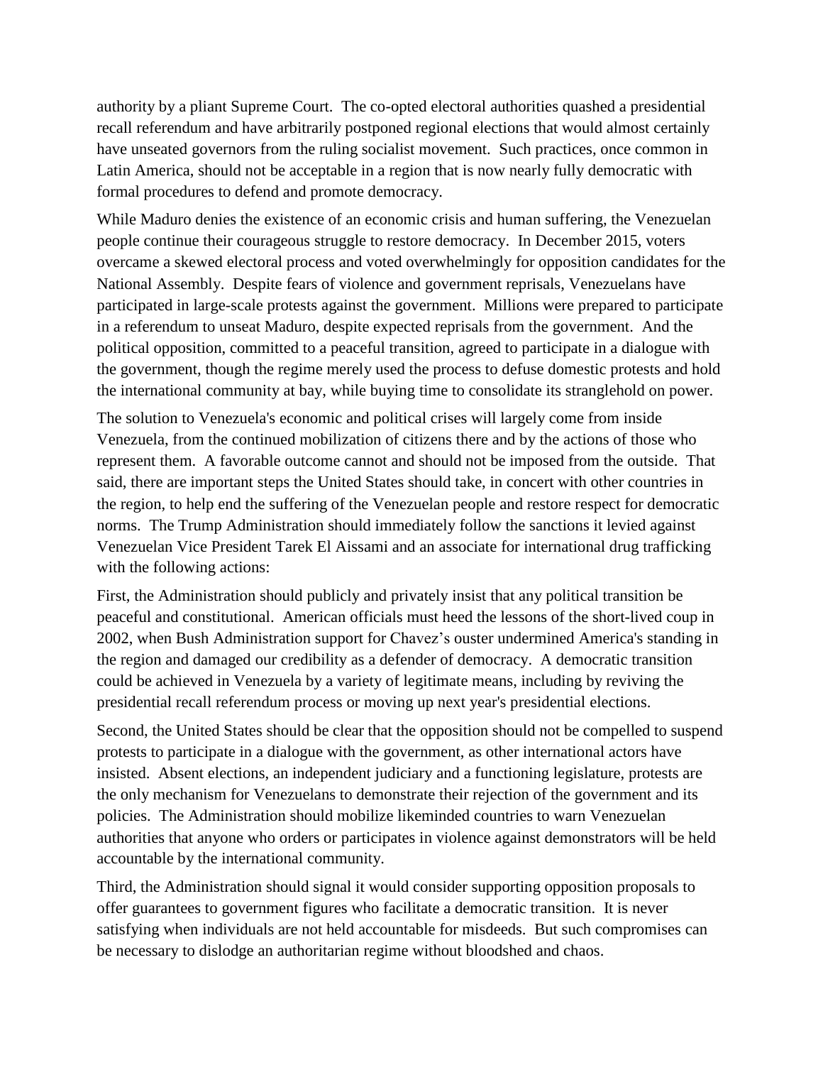authority by a pliant Supreme Court. The co-opted electoral authorities quashed a presidential recall referendum and have arbitrarily postponed regional elections that would almost certainly have unseated governors from the ruling socialist movement. Such practices, once common in Latin America, should not be acceptable in a region that is now nearly fully democratic with formal procedures to defend and promote democracy.

While Maduro denies the existence of an economic crisis and human suffering, the Venezuelan people continue their courageous struggle to restore democracy. In December 2015, voters overcame a skewed electoral process and voted overwhelmingly for opposition candidates for the National Assembly. Despite fears of violence and government reprisals, Venezuelans have participated in large-scale protests against the government. Millions were prepared to participate in a referendum to unseat Maduro, despite expected reprisals from the government. And the political opposition, committed to a peaceful transition, agreed to participate in a dialogue with the government, though the regime merely used the process to defuse domestic protests and hold the international community at bay, while buying time to consolidate its stranglehold on power.

The solution to Venezuela's economic and political crises will largely come from inside Venezuela, from the continued mobilization of citizens there and by the actions of those who represent them. A favorable outcome cannot and should not be imposed from the outside. That said, there are important steps the United States should take, in concert with other countries in the region, to help end the suffering of the Venezuelan people and restore respect for democratic norms. The Trump Administration should immediately follow the sanctions it levied against Venezuelan Vice President Tarek El Aissami and an associate for international drug trafficking with the following actions:

First, the Administration should publicly and privately insist that any political transition be peaceful and constitutional. American officials must heed the lessons of the short-lived coup in 2002, when Bush Administration support for Chavez's ouster undermined America's standing in the region and damaged our credibility as a defender of democracy. A democratic transition could be achieved in Venezuela by a variety of legitimate means, including by reviving the presidential recall referendum process or moving up next year's presidential elections.

Second, the United States should be clear that the opposition should not be compelled to suspend protests to participate in a dialogue with the government, as other international actors have insisted. Absent elections, an independent judiciary and a functioning legislature, protests are the only mechanism for Venezuelans to demonstrate their rejection of the government and its policies. The Administration should mobilize likeminded countries to warn Venezuelan authorities that anyone who orders or participates in violence against demonstrators will be held accountable by the international community.

Third, the Administration should signal it would consider supporting opposition proposals to offer guarantees to government figures who facilitate a democratic transition. It is never satisfying when individuals are not held accountable for misdeeds. But such compromises can be necessary to dislodge an authoritarian regime without bloodshed and chaos.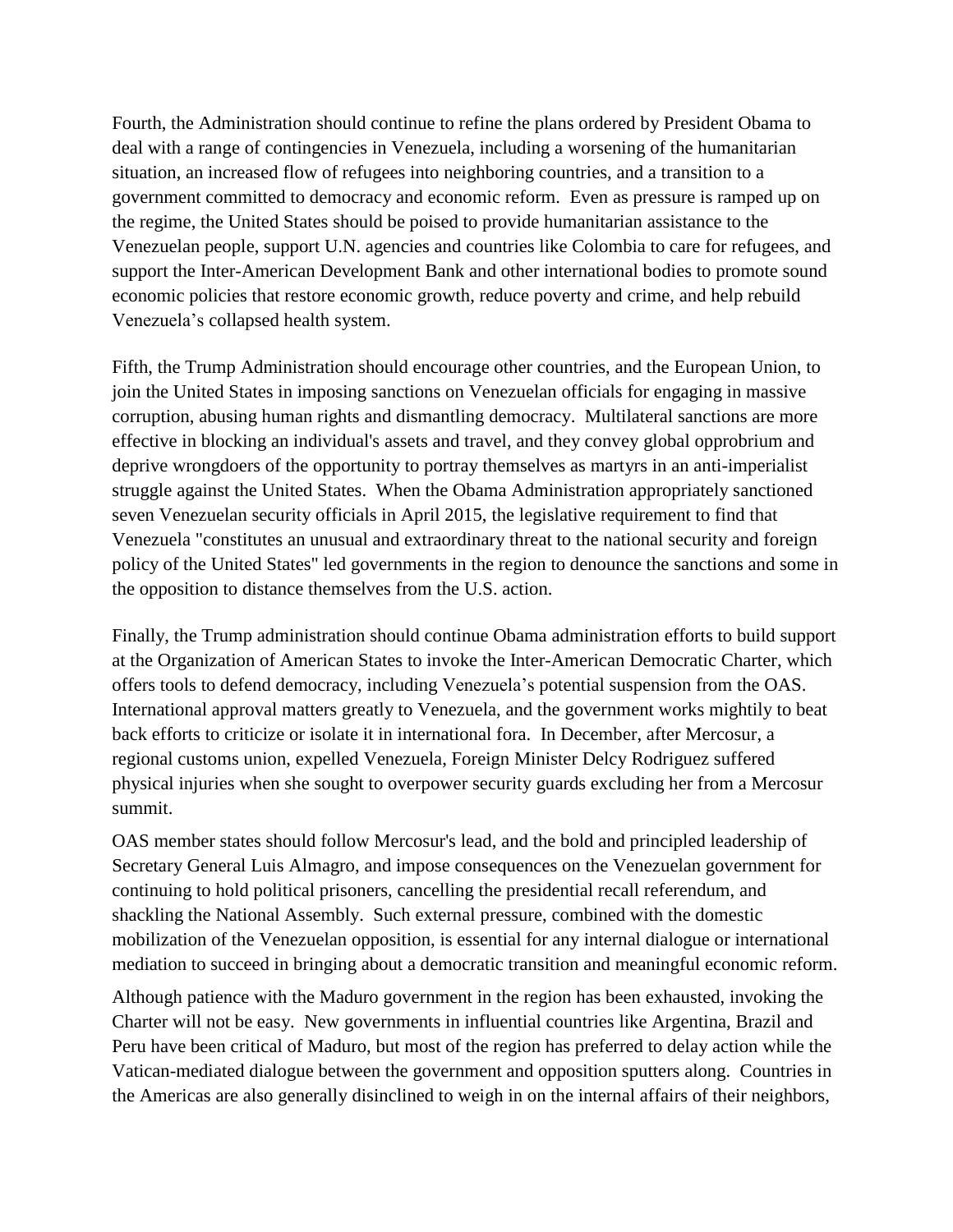Fourth, the Administration should continue to refine the plans ordered by President Obama to deal with a range of contingencies in Venezuela, including a worsening of the humanitarian situation, an increased flow of refugees into neighboring countries, and a transition to a government committed to democracy and economic reform. Even as pressure is ramped up on the regime, the United States should be poised to provide humanitarian assistance to the Venezuelan people, support U.N. agencies and countries like Colombia to care for refugees, and support the Inter-American Development Bank and other international bodies to promote sound economic policies that restore economic growth, reduce poverty and crime, and help rebuild Venezuela's collapsed health system.

Fifth, the Trump Administration should encourage other countries, and the European Union, to join the United States in imposing sanctions on Venezuelan officials for engaging in massive corruption, abusing human rights and dismantling democracy. Multilateral sanctions are more effective in blocking an individual's assets and travel, and they convey global opprobrium and deprive wrongdoers of the opportunity to portray themselves as martyrs in an anti-imperialist struggle against the United States. When the Obama Administration appropriately sanctioned seven Venezuelan security officials in April 2015, the legislative requirement to find that Venezuela "constitutes an unusual and extraordinary threat to the national security and foreign policy of the United States" led governments in the region to denounce the sanctions and some in the opposition to distance themselves from the U.S. action.

Finally, the Trump administration should continue Obama administration efforts to build support at the Organization of American States to invoke the Inter-American Democratic Charter, which offers tools to defend democracy, including Venezuela's potential suspension from the OAS. International approval matters greatly to Venezuela, and the government works mightily to beat back efforts to criticize or isolate it in international fora. In December, after Mercosur, a regional customs union, expelled Venezuela, Foreign Minister Delcy Rodriguez suffered physical injuries when she sought to overpower security guards excluding her from a Mercosur summit.

OAS member states should follow Mercosur's lead, and the bold and principled leadership of Secretary General Luis Almagro, and impose consequences on the Venezuelan government for continuing to hold political prisoners, cancelling the presidential recall referendum, and shackling the National Assembly. Such external pressure, combined with the domestic mobilization of the Venezuelan opposition, is essential for any internal dialogue or international mediation to succeed in bringing about a democratic transition and meaningful economic reform.

Although patience with the Maduro government in the region has been exhausted, invoking the Charter will not be easy. New governments in influential countries like Argentina, Brazil and Peru have been critical of Maduro, but most of the region has preferred to delay action while the Vatican-mediated dialogue between the government and opposition sputters along. Countries in the Americas are also generally disinclined to weigh in on the internal affairs of their neighbors,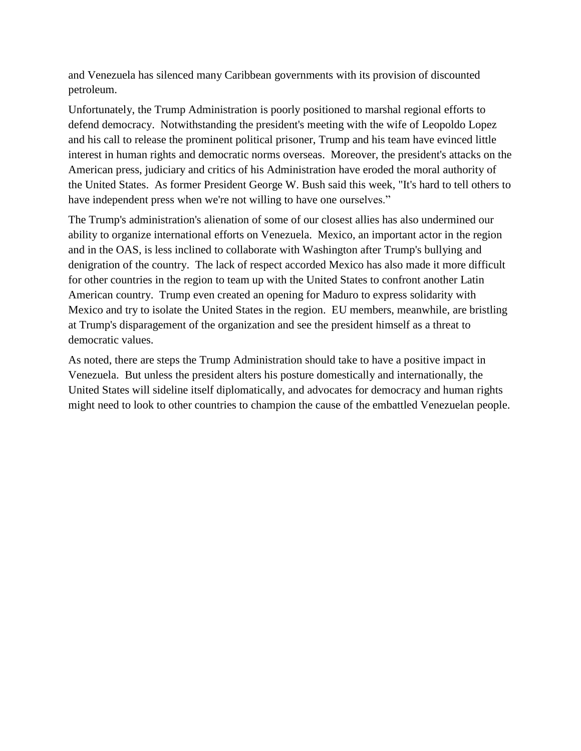and Venezuela has silenced many Caribbean governments with its provision of discounted petroleum.

Unfortunately, the Trump Administration is poorly positioned to marshal regional efforts to defend democracy. Notwithstanding the president's meeting with the wife of Leopoldo Lopez and his call to release the prominent political prisoner, Trump and his team have evinced little interest in human rights and democratic norms overseas. Moreover, the president's attacks on the American press, judiciary and critics of his Administration have eroded the moral authority of the United States. As former President George W. Bush said this week, "It's hard to tell others to have independent press when we're not willing to have one ourselves."

The Trump's administration's alienation of some of our closest allies has also undermined our ability to organize international efforts on Venezuela. Mexico, an important actor in the region and in the OAS, is less inclined to collaborate with Washington after Trump's bullying and denigration of the country. The lack of respect accorded Mexico has also made it more difficult for other countries in the region to team up with the United States to confront another Latin American country. Trump even created an opening for Maduro to express solidarity with Mexico and try to isolate the United States in the region. EU members, meanwhile, are bristling at Trump's disparagement of the organization and see the president himself as a threat to democratic values.

As noted, there are steps the Trump Administration should take to have a positive impact in Venezuela. But unless the president alters his posture domestically and internationally, the United States will sideline itself diplomatically, and advocates for democracy and human rights might need to look to other countries to champion the cause of the embattled Venezuelan people.